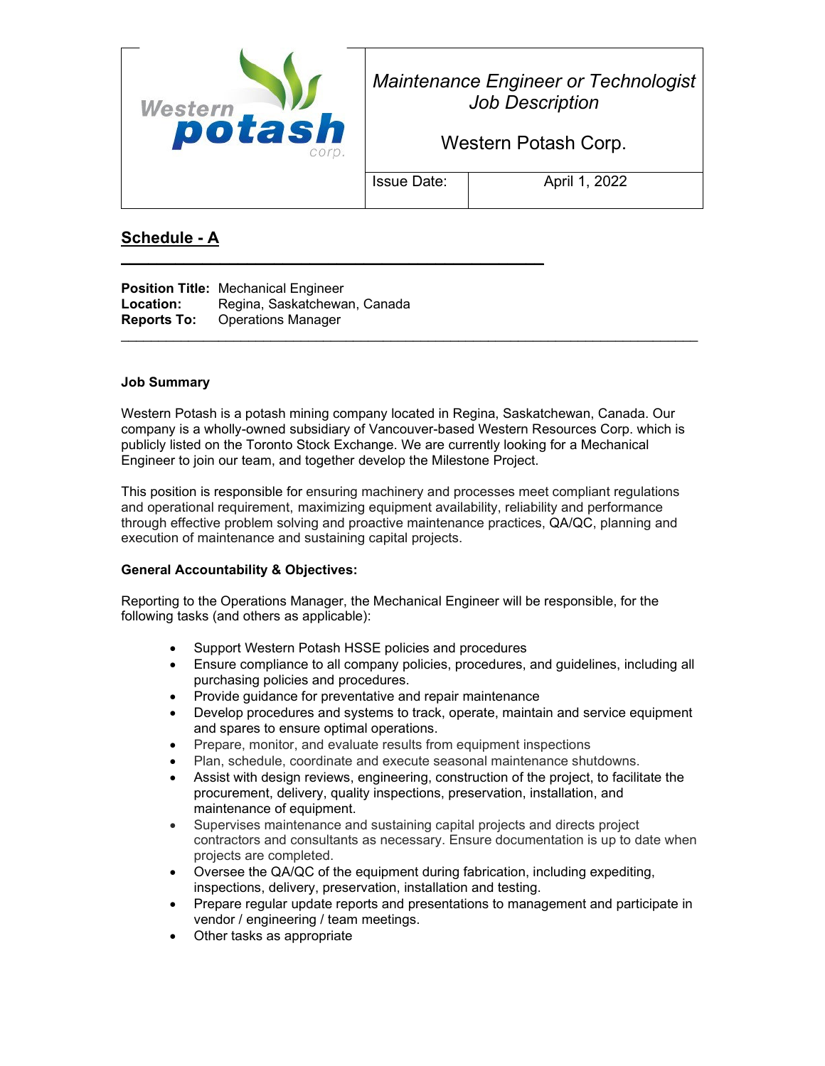| Western potash corp. | *Maintenance Engineer or Technologist Job Description*<br><br>Western Potash Corp. | |
|---|---|---|
| | Issue Date: | April 1, 2022 |

## Schedule - A

**Position Title:** Mechanical Engineer
**Location:** Regina, Saskatchewan, Canada
**Reports To:** Operations Manager

---

### Job Summary

Western Potash is a potash mining company located in Regina, Saskatchewan, Canada. Our company is a wholly-owned subsidiary of Vancouver-based Western Resources Corp. which is publicly listed on the Toronto Stock Exchange. We are currently looking for a Mechanical Engineer to join our team, and together develop the Milestone Project.

This position is responsible for ensuring machinery and processes meet compliant regulations and operational requirement, maximizing equipment availability, reliability and performance through effective problem solving and proactive maintenance practices, QA/QC, planning and execution of maintenance and sustaining capital projects.

### General Accountability & Objectives:

Reporting to the Operations Manager, the Mechanical Engineer will be responsible, for the following tasks (and others as applicable):

- Support Western Potash HSSE policies and procedures
- Ensure compliance to all company policies, procedures, and guidelines, including all purchasing policies and procedures.
- Provide guidance for preventative and repair maintenance
- Develop procedures and systems to track, operate, maintain and service equipment and spares to ensure optimal operations.
- Prepare, monitor, and evaluate results from equipment inspections
- Plan, schedule, coordinate and execute seasonal maintenance shutdowns.
- Assist with design reviews, engineering, construction of the project, to facilitate the procurement, delivery, quality inspections, preservation, installation, and maintenance of equipment.
- Supervises maintenance and sustaining capital projects and directs project contractors and consultants as necessary. Ensure documentation is up to date when projects are completed.
- Oversee the QA/QC of the equipment during fabrication, including expediting, inspections, delivery, preservation, installation and testing.
- Prepare regular update reports and presentations to management and participate in vendor / engineering / team meetings.
- Other tasks as appropriate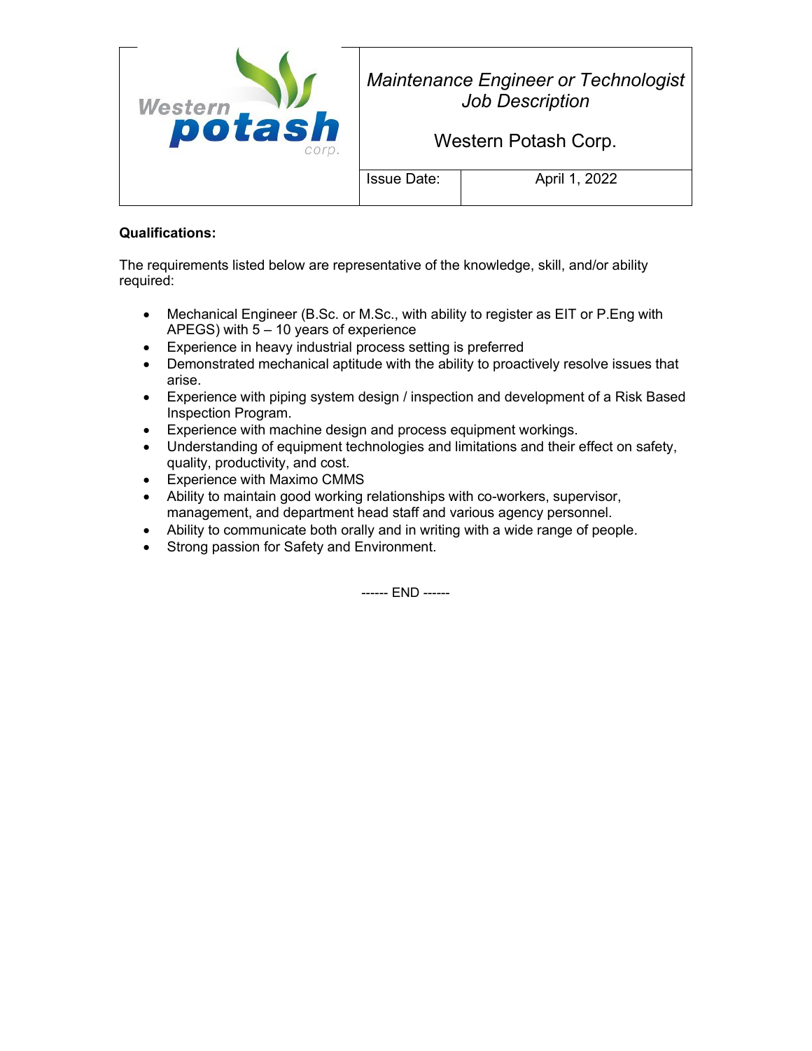**Qualifications:**

The requirements listed below are representative of the knowledge, skill, and/or ability required:

- Mechanical Engineer (B.Sc. or M.Sc., with ability to register as EIT or P.Eng with APEGS) with 5 – 10 years of experience
- Experience in heavy industrial process setting is preferred
- Demonstrated mechanical aptitude with the ability to proactively resolve issues that arise.
- Experience with piping system design / inspection and development of a Risk Based Inspection Program.
- Experience with machine design and process equipment workings.
- Understanding of equipment technologies and limitations and their effect on safety, quality, productivity, and cost.
- Experience with Maximo CMMS
- Ability to maintain good working relationships with co-workers, supervisor, management, and department head staff and various agency personnel.
- Ability to communicate both orally and in writing with a wide range of people.
- Strong passion for Safety and Environment.

------ END ------